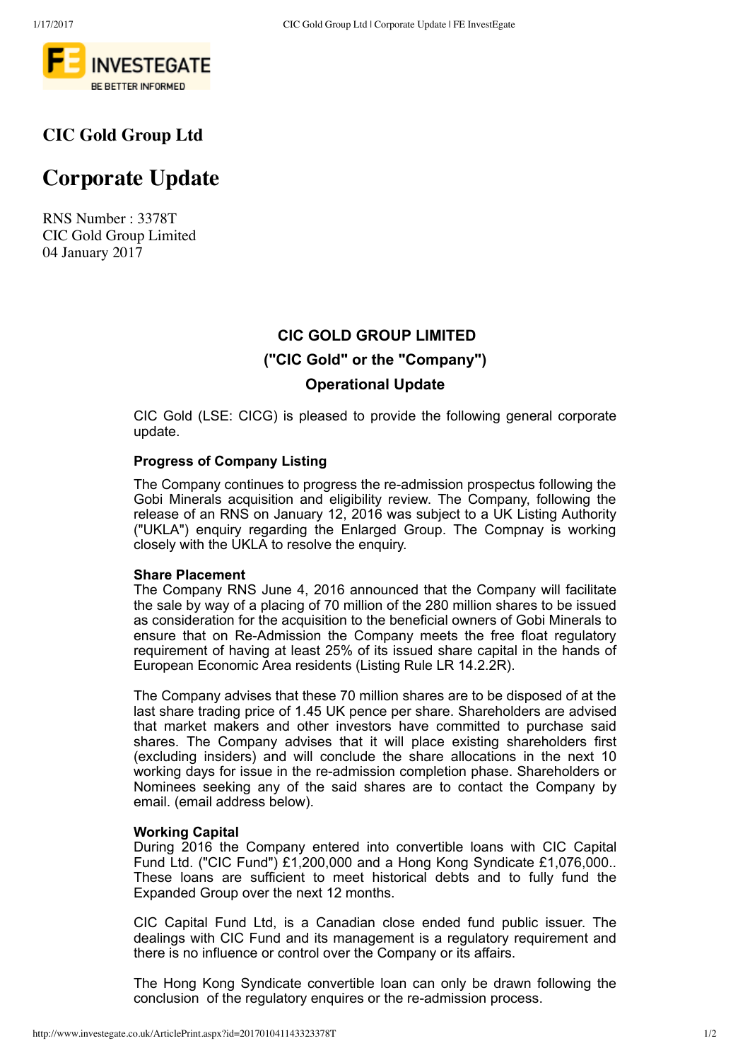# CIC Gold Group Ltd

## Corporate Update

RNS Number : 3378T
CIC Gold Group Limited
04 January 2017

**CIC GOLD GROUP LIMITED**

**("CIC Gold" or the "Company")**

**Operational Update**

CIC Gold (LSE: CICG) is pleased to provide the following general corporate update.

**Progress of Company Listing**

The Company continues to progress the re-admission prospectus following the Gobi Minerals acquisition and eligibility review. The Company, following the release of an RNS on January 12, 2016 was subject to a UK Listing Authority ("UKLA") enquiry regarding the Enlarged Group. The Compnay is working closely with the UKLA to resolve the enquiry.

**Share Placement**

The Company RNS June 4, 2016 announced that the Company will facilitate the sale by way of a placing of 70 million of the 280 million shares to be issued as consideration for the acquisition to the beneficial owners of Gobi Minerals to ensure that on Re-Admission the Company meets the free float regulatory requirement of having at least 25% of its issued share capital in the hands of European Economic Area residents (Listing Rule LR 14.2.2R).

The Company advises that these 70 million shares are to be disposed of at the last share trading price of 1.45 UK pence per share. Shareholders are advised that market makers and other investors have committed to purchase said shares. The Company advises that it will place existing shareholders first (excluding insiders) and will conclude the share allocations in the next 10 working days for issue in the re-admission completion phase. Shareholders or Nominees seeking any of the said shares are to contact the Company by email. (email address below).

**Working Capital**

During 2016 the Company entered into convertible loans with CIC Capital Fund Ltd. ("CIC Fund") £1,200,000 and a Hong Kong Syndicate £1,076,000.. These loans are sufficient to meet historical debts and to fully fund the Expanded Group over the next 12 months.

CIC Capital Fund Ltd, is a Canadian close ended fund public issuer. The dealings with CIC Fund and its management is a regulatory requirement and there is no influence or control over the Company or its affairs.

The Hong Kong Syndicate convertible loan can only be drawn following the conclusion of the regulatory enquires or the re-admission process.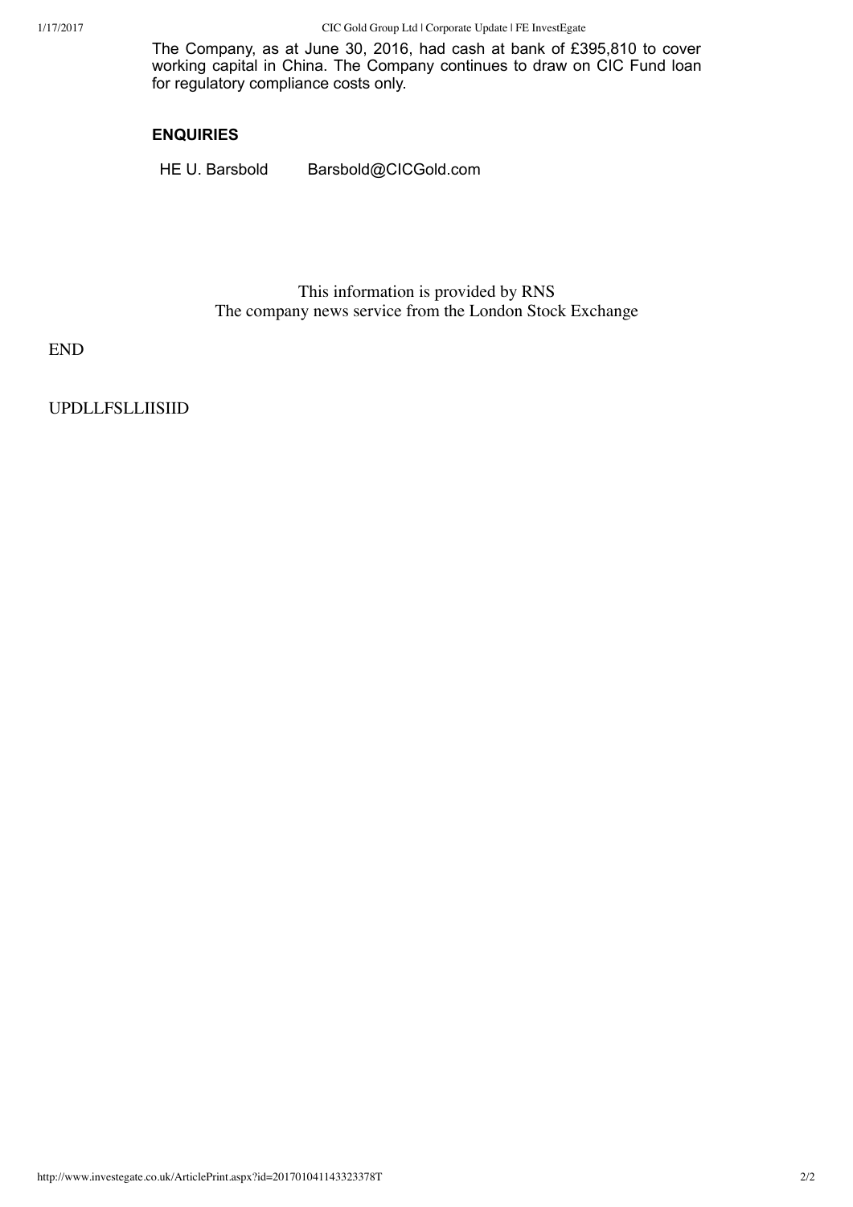The Company, as at June 30, 2016, had cash at bank of £395,810 to cover working capital in China. The Company continues to draw on CIC Fund loan for regulatory compliance costs only.

**ENQUIRIES**

| | |
|---|---|
| HE U. Barsbold | Barsbold@CICGold.com |

This information is provided by RNS
The company news service from the London Stock Exchange

END

UPDLLFSLLIISIID